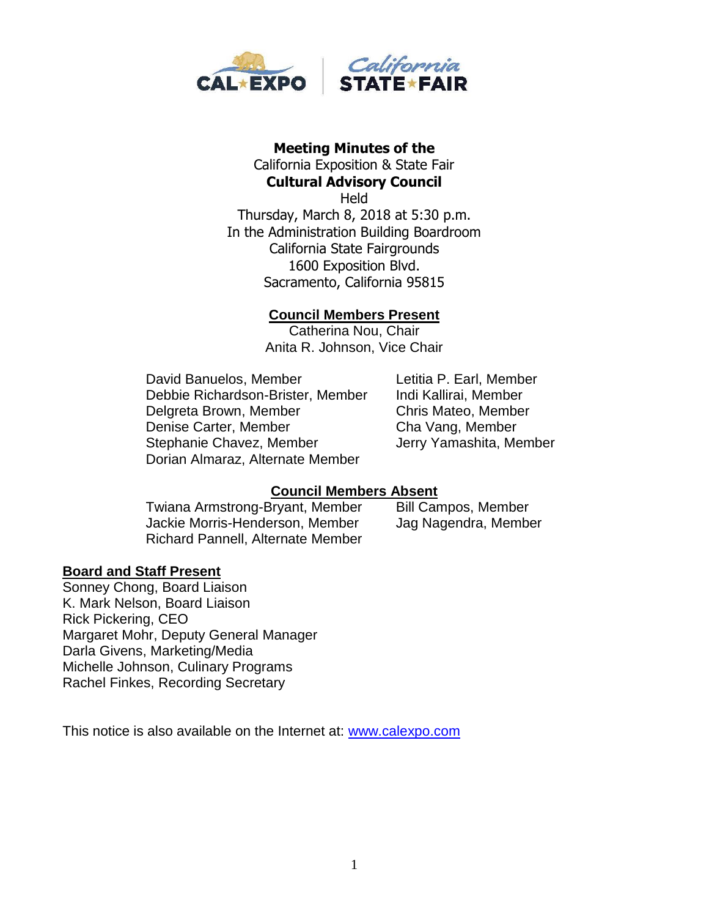**Meeting Minutes of the**
California Exposition & State Fair
**Cultural Advisory Council**
Held
Thursday, March 8, 2018 at 5:30 p.m.
In the Administration Building Boardroom
California State Fairgrounds
1600 Exposition Blvd.
Sacramento, California 95815

**Council Members Present**

Catherina Nou, Chair
Anita R. Johnson, Vice Chair

David Banuelos, Member
Debbie Richardson-Brister, Member
Delgreta Brown, Member
Denise Carter, Member
Stephanie Chavez, Member
Dorian Almaraz, Alternate Member
Letitia P. Earl, Member
Indi Kallirai, Member
Chris Mateo, Member
Cha Vang, Member
Jerry Yamashita, Member

**Council Members Absent**

Twiana Armstrong-Bryant, Member
Jackie Morris-Henderson, Member
Richard Pannell, Alternate Member
Bill Campos, Member
Jag Nagendra, Member

**Board and Staff Present**

Sonney Chong, Board Liaison
K. Mark Nelson, Board Liaison
Rick Pickering, CEO
Margaret Mohr, Deputy General Manager
Darla Givens, Marketing/Media
Michelle Johnson, Culinary Programs
Rachel Finkes, Recording Secretary

This notice is also available on the Internet at: www.calexpo.com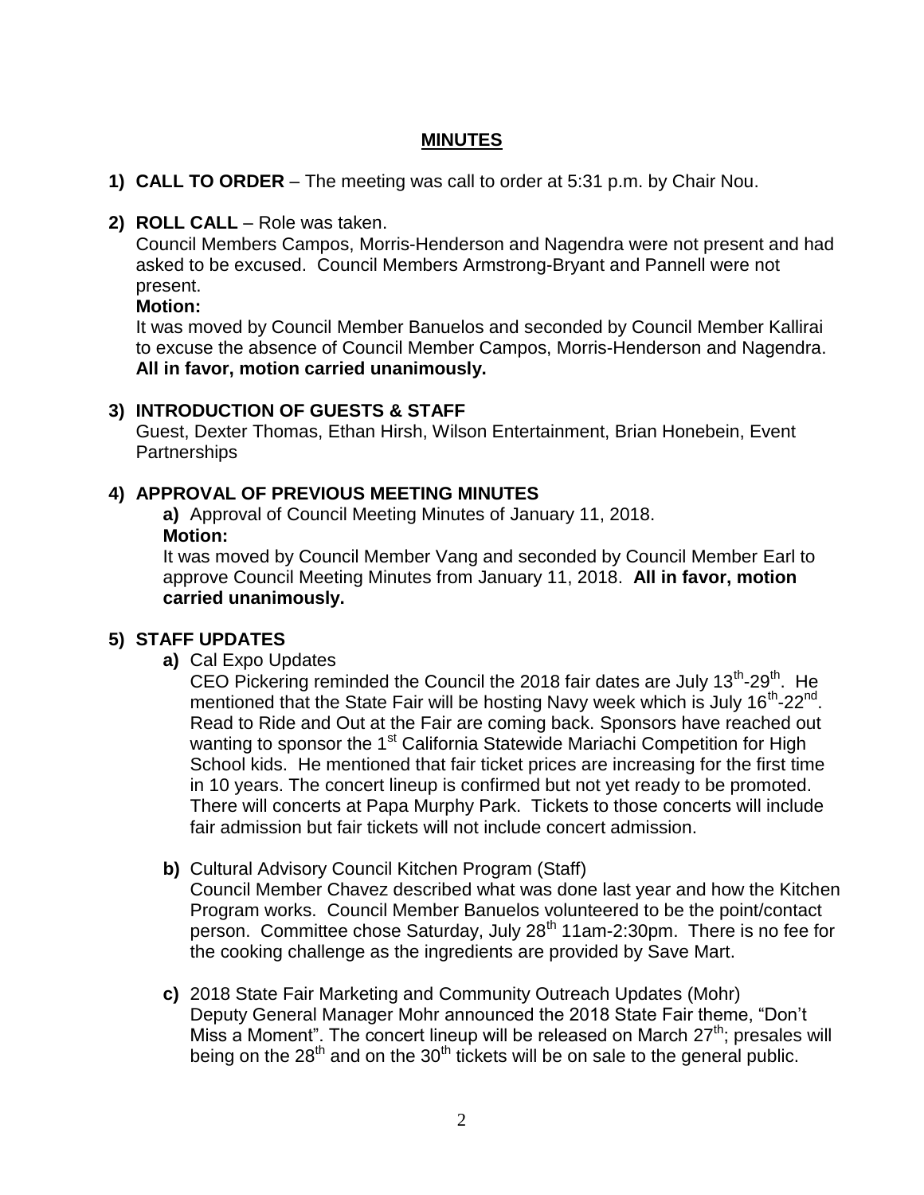## MINUTES

1) **CALL TO ORDER** – The meeting was call to order at 5:31 p.m. by Chair Nou.

2) **ROLL CALL** – Role was taken.

   Council Members Campos, Morris-Henderson and Nagendra were not present and had asked to be excused. Council Members Armstrong-Bryant and Pannell were not present.

   **Motion:**

   It was moved by Council Member Banuelos and seconded by Council Member Kallirai to excuse the absence of Council Member Campos, Morris-Henderson and Nagendra. **All in favor, motion carried unanimously.**

3) **INTRODUCTION OF GUESTS & STAFF**

   Guest, Dexter Thomas, Ethan Hirsh, Wilson Entertainment, Brian Honebein, Event Partnerships

4) **APPROVAL OF PREVIOUS MEETING MINUTES**

   **a)** Approval of Council Meeting Minutes of January 11, 2018.

   **Motion:**

   It was moved by Council Member Vang and seconded by Council Member Earl to approve Council Meeting Minutes from January 11, 2018. **All in favor, motion carried unanimously.**

5) **STAFF UPDATES**

   **a)** Cal Expo Updates

   CEO Pickering reminded the Council the 2018 fair dates are July 13th-29th. He mentioned that the State Fair will be hosting Navy week which is July 16th-22nd. Read to Ride and Out at the Fair are coming back. Sponsors have reached out wanting to sponsor the 1st California Statewide Mariachi Competition for High School kids. He mentioned that fair ticket prices are increasing for the first time in 10 years. The concert lineup is confirmed but not yet ready to be promoted. There will concerts at Papa Murphy Park. Tickets to those concerts will include fair admission but fair tickets will not include concert admission.

   **b)** Cultural Advisory Council Kitchen Program (Staff)

   Council Member Chavez described what was done last year and how the Kitchen Program works. Council Member Banuelos volunteered to be the point/contact person. Committee chose Saturday, July 28th 11am-2:30pm. There is no fee for the cooking challenge as the ingredients are provided by Save Mart.

   **c)** 2018 State Fair Marketing and Community Outreach Updates (Mohr)

   Deputy General Manager Mohr announced the 2018 State Fair theme, "Don't Miss a Moment". The concert lineup will be released on March 27th; presales will being on the 28th and on the 30th tickets will be on sale to the general public.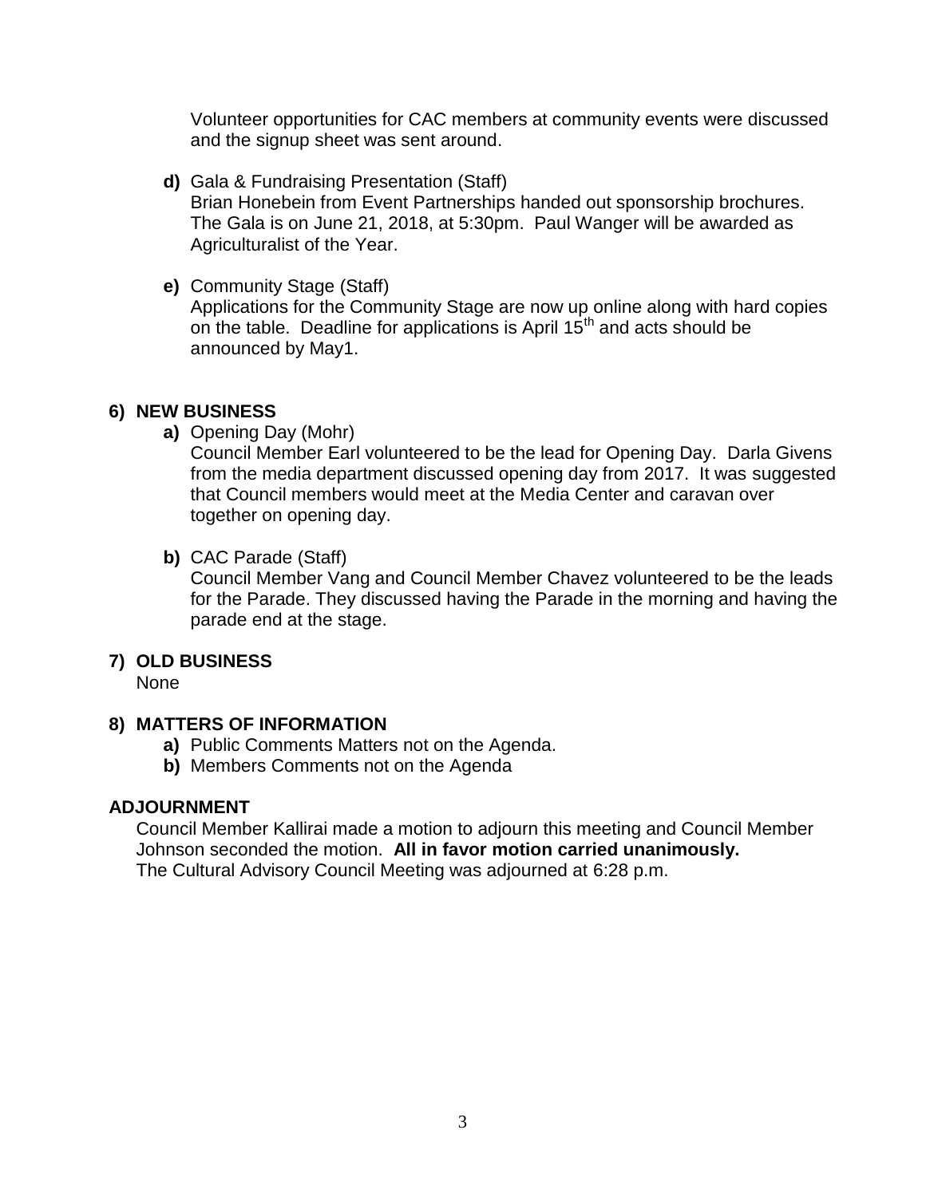Volunteer opportunities for CAC members at community events were discussed and the signup sheet was sent around.

- **d)** Gala & Fundraising Presentation (Staff)
  Brian Honebein from Event Partnerships handed out sponsorship brochures. The Gala is on June 21, 2018, at 5:30pm. Paul Wanger will be awarded as Agriculturalist of the Year.

- **e)** Community Stage (Staff)
  Applications for the Community Stage are now up online along with hard copies on the table. Deadline for applications is April 15th and acts should be announced by May1.

## 6) NEW BUSINESS

- **a)** Opening Day (Mohr)
  Council Member Earl volunteered to be the lead for Opening Day. Darla Givens from the media department discussed opening day from 2017. It was suggested that Council members would meet at the Media Center and caravan over together on opening day.

- **b)** CAC Parade (Staff)
  Council Member Vang and Council Member Chavez volunteered to be the leads for the Parade. They discussed having the Parade in the morning and having the parade end at the stage.

## 7) OLD BUSINESS

None

## 8) MATTERS OF INFORMATION

- **a)** Public Comments Matters not on the Agenda.
- **b)** Members Comments not on the Agenda

## ADJOURNMENT

Council Member Kallirai made a motion to adjourn this meeting and Council Member Johnson seconded the motion. **All in favor motion carried unanimously.**
The Cultural Advisory Council Meeting was adjourned at 6:28 p.m.